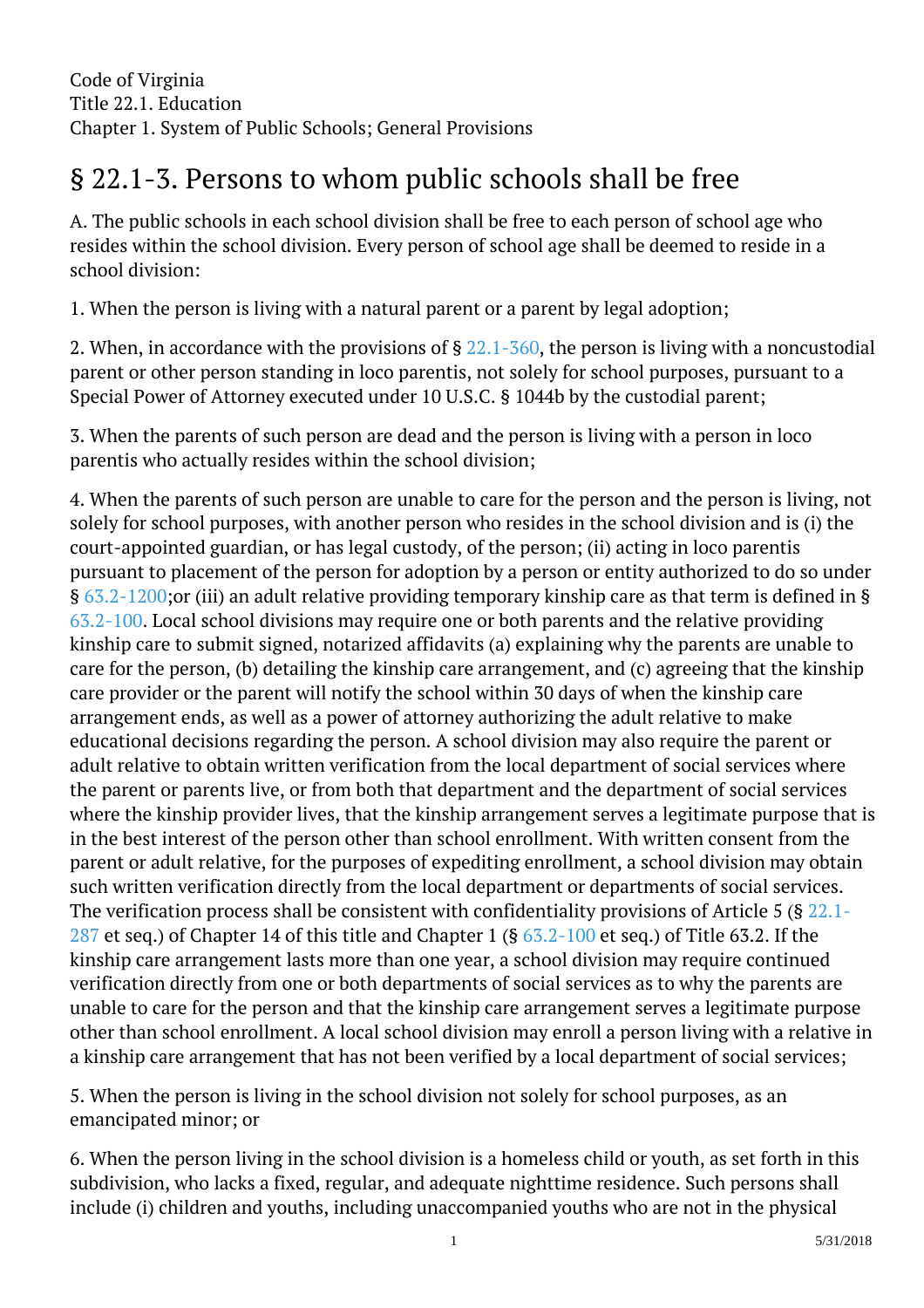Code of Virginia
Title 22.1. Education
Chapter 1. System of Public Schools; General Provisions

# § 22.1-3. Persons to whom public schools shall be free

A. The public schools in each school division shall be free to each person of school age who resides within the school division. Every person of school age shall be deemed to reside in a school division:

1. When the person is living with a natural parent or a parent by legal adoption;

2. When, in accordance with the provisions of § 22.1-360, the person is living with a noncustodial parent or other person standing in loco parentis, not solely for school purposes, pursuant to a Special Power of Attorney executed under 10 U.S.C. § 1044b by the custodial parent;

3. When the parents of such person are dead and the person is living with a person in loco parentis who actually resides within the school division;

4. When the parents of such person are unable to care for the person and the person is living, not solely for school purposes, with another person who resides in the school division and is (i) the court-appointed guardian, or has legal custody, of the person; (ii) acting in loco parentis pursuant to placement of the person for adoption by a person or entity authorized to do so under § 63.2-1200;or (iii) an adult relative providing temporary kinship care as that term is defined in § 63.2-100. Local school divisions may require one or both parents and the relative providing kinship care to submit signed, notarized affidavits (a) explaining why the parents are unable to care for the person, (b) detailing the kinship care arrangement, and (c) agreeing that the kinship care provider or the parent will notify the school within 30 days of when the kinship care arrangement ends, as well as a power of attorney authorizing the adult relative to make educational decisions regarding the person. A school division may also require the parent or adult relative to obtain written verification from the local department of social services where the parent or parents live, or from both that department and the department of social services where the kinship provider lives, that the kinship arrangement serves a legitimate purpose that is in the best interest of the person other than school enrollment. With written consent from the parent or adult relative, for the purposes of expediting enrollment, a school division may obtain such written verification directly from the local department or departments of social services. The verification process shall be consistent with confidentiality provisions of Article 5 (§ 22.1-287 et seq.) of Chapter 14 of this title and Chapter 1 (§ 63.2-100 et seq.) of Title 63.2. If the kinship care arrangement lasts more than one year, a school division may require continued verification directly from one or both departments of social services as to why the parents are unable to care for the person and that the kinship care arrangement serves a legitimate purpose other than school enrollment. A local school division may enroll a person living with a relative in a kinship care arrangement that has not been verified by a local department of social services;

5. When the person is living in the school division not solely for school purposes, as an emancipated minor; or

6. When the person living in the school division is a homeless child or youth, as set forth in this subdivision, who lacks a fixed, regular, and adequate nighttime residence. Such persons shall include (i) children and youths, including unaccompanied youths who are not in the physical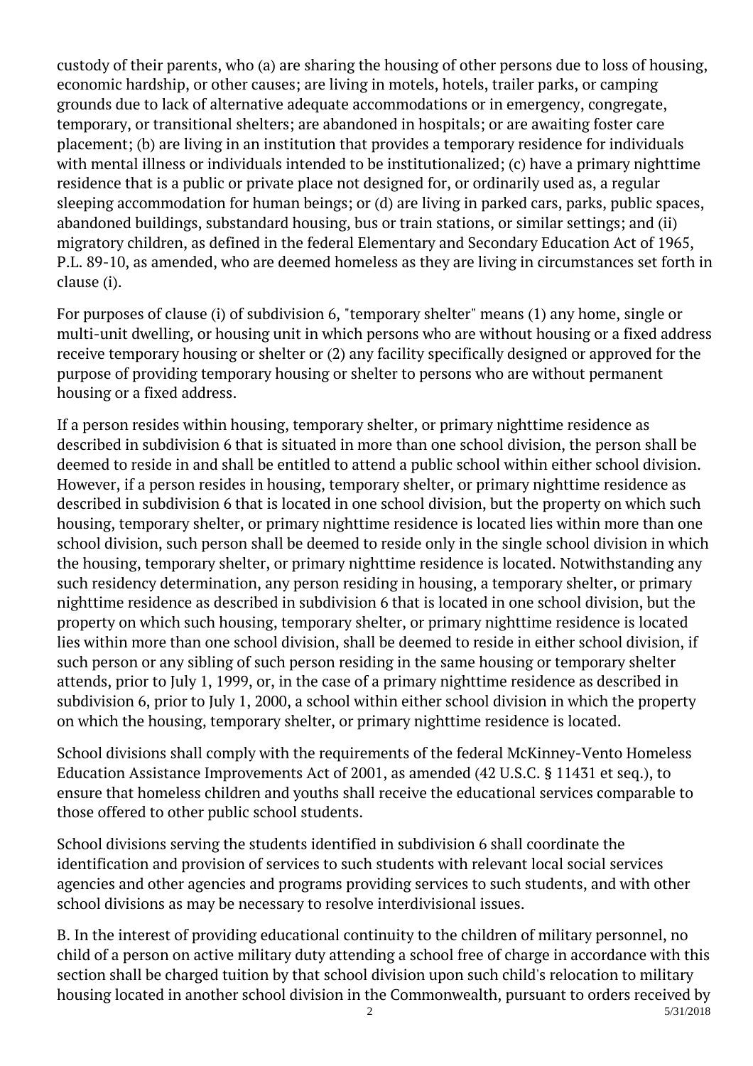custody of their parents, who (a) are sharing the housing of other persons due to loss of housing, economic hardship, or other causes; are living in motels, hotels, trailer parks, or camping grounds due to lack of alternative adequate accommodations or in emergency, congregate, temporary, or transitional shelters; are abandoned in hospitals; or are awaiting foster care placement; (b) are living in an institution that provides a temporary residence for individuals with mental illness or individuals intended to be institutionalized; (c) have a primary nighttime residence that is a public or private place not designed for, or ordinarily used as, a regular sleeping accommodation for human beings; or (d) are living in parked cars, parks, public spaces, abandoned buildings, substandard housing, bus or train stations, or similar settings; and (ii) migratory children, as defined in the federal Elementary and Secondary Education Act of 1965, P.L. 89-10, as amended, who are deemed homeless as they are living in circumstances set forth in clause (i).

For purposes of clause (i) of subdivision 6, "temporary shelter" means (1) any home, single or multi-unit dwelling, or housing unit in which persons who are without housing or a fixed address receive temporary housing or shelter or (2) any facility specifically designed or approved for the purpose of providing temporary housing or shelter to persons who are without permanent housing or a fixed address.

If a person resides within housing, temporary shelter, or primary nighttime residence as described in subdivision 6 that is situated in more than one school division, the person shall be deemed to reside in and shall be entitled to attend a public school within either school division. However, if a person resides in housing, temporary shelter, or primary nighttime residence as described in subdivision 6 that is located in one school division, but the property on which such housing, temporary shelter, or primary nighttime residence is located lies within more than one school division, such person shall be deemed to reside only in the single school division in which the housing, temporary shelter, or primary nighttime residence is located. Notwithstanding any such residency determination, any person residing in housing, a temporary shelter, or primary nighttime residence as described in subdivision 6 that is located in one school division, but the property on which such housing, temporary shelter, or primary nighttime residence is located lies within more than one school division, shall be deemed to reside in either school division, if such person or any sibling of such person residing in the same housing or temporary shelter attends, prior to July 1, 1999, or, in the case of a primary nighttime residence as described in subdivision 6, prior to July 1, 2000, a school within either school division in which the property on which the housing, temporary shelter, or primary nighttime residence is located.

School divisions shall comply with the requirements of the federal McKinney-Vento Homeless Education Assistance Improvements Act of 2001, as amended (42 U.S.C. § 11431 et seq.), to ensure that homeless children and youths shall receive the educational services comparable to those offered to other public school students.

School divisions serving the students identified in subdivision 6 shall coordinate the identification and provision of services to such students with relevant local social services agencies and other agencies and programs providing services to such students, and with other school divisions as may be necessary to resolve interdivisional issues.

B. In the interest of providing educational continuity to the children of military personnel, no child of a person on active military duty attending a school free of charge in accordance with this section shall be charged tuition by that school division upon such child's relocation to military housing located in another school division in the Commonwealth, pursuant to orders received by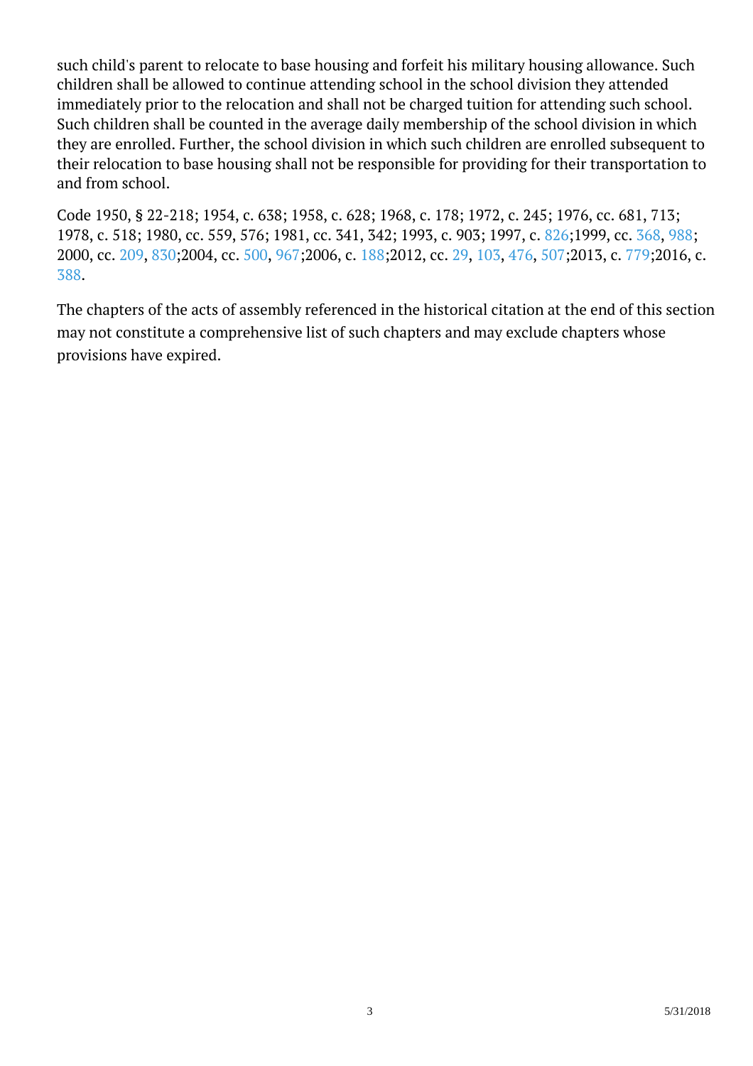such child's parent to relocate to base housing and forfeit his military housing allowance. Such children shall be allowed to continue attending school in the school division they attended immediately prior to the relocation and shall not be charged tuition for attending such school. Such children shall be counted in the average daily membership of the school division in which they are enrolled. Further, the school division in which such children are enrolled subsequent to their relocation to base housing shall not be responsible for providing for their transportation to and from school.

Code 1950, § 22-218; 1954, c. 638; 1958, c. 628; 1968, c. 178; 1972, c. 245; 1976, cc. 681, 713; 1978, c. 518; 1980, cc. 559, 576; 1981, cc. 341, 342; 1993, c. 903; 1997, c. 826;1999, cc. 368, 988; 2000, cc. 209, 830;2004, cc. 500, 967;2006, c. 188;2012, cc. 29, 103, 476, 507;2013, c. 779;2016, c. 388.

The chapters of the acts of assembly referenced in the historical citation at the end of this section may not constitute a comprehensive list of such chapters and may exclude chapters whose provisions have expired.